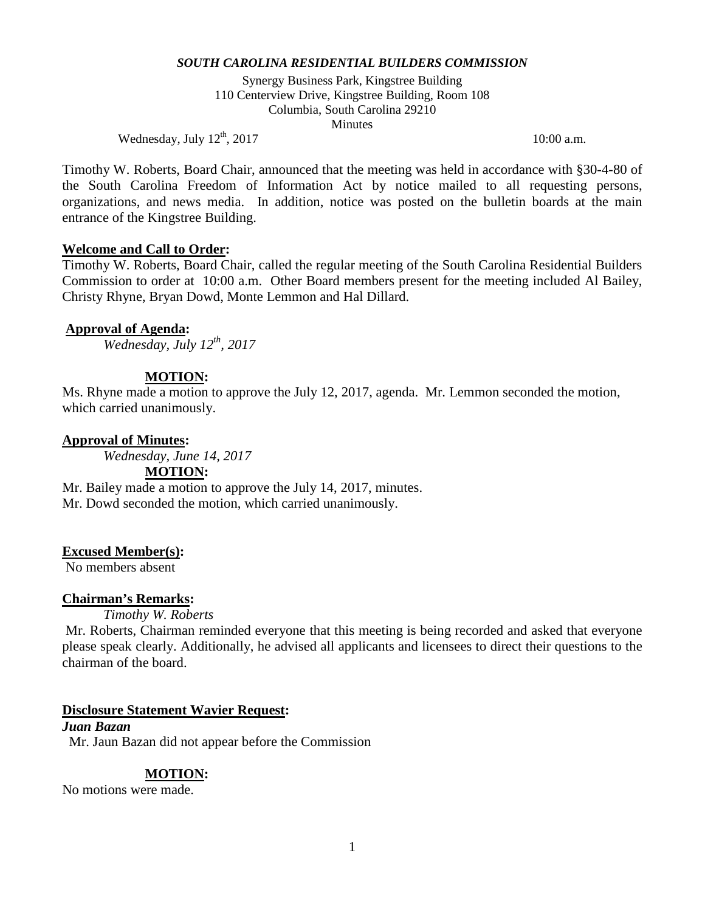***SOUTH CAROLINA RESIDENTIAL BUILDERS COMMISSION***

Synergy Business Park, Kingstree Building
110 Centerview Drive, Kingstree Building, Room 108
Columbia, South Carolina 29210
Minutes

Wednesday, July 12th, 2017 10:00 a.m.

Timothy W. Roberts, Board Chair, announced that the meeting was held in accordance with §30-4-80 of the South Carolina Freedom of Information Act by notice mailed to all requesting persons, organizations, and news media. In addition, notice was posted on the bulletin boards at the main entrance of the Kingstree Building.

**Welcome and Call to Order:**

Timothy W. Roberts, Board Chair, called the regular meeting of the South Carolina Residential Builders Commission to order at 10:00 a.m. Other Board members present for the meeting included Al Bailey, Christy Rhyne, Bryan Dowd, Monte Lemmon and Hal Dillard.

**Approval of Agenda:**

*Wednesday, July 12th, 2017*

**MOTION:**

Ms. Rhyne made a motion to approve the July 12, 2017, agenda. Mr. Lemmon seconded the motion, which carried unanimously.

**Approval of Minutes:**

*Wednesday, June 14, 2017*

**MOTION:**

Mr. Bailey made a motion to approve the July 14, 2017, minutes.
Mr. Dowd seconded the motion, which carried unanimously.

**Excused Member(s):**

No members absent

**Chairman's Remarks:**

*Timothy W. Roberts*

Mr. Roberts, Chairman reminded everyone that this meeting is being recorded and asked that everyone please speak clearly. Additionally, he advised all applicants and licensees to direct their questions to the chairman of the board.

**Disclosure Statement Wavier Request:**

***Juan Bazan***

Mr. Jaun Bazan did not appear before the Commission

**MOTION:**

No motions were made.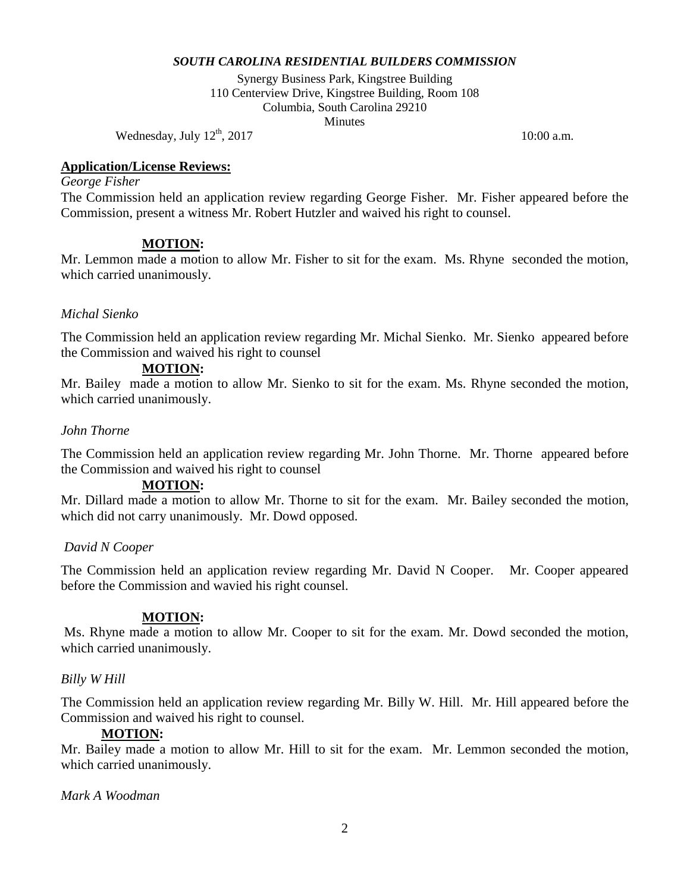*SOUTH CAROLINA RESIDENTIAL BUILDERS COMMISSION*

Synergy Business Park, Kingstree Building
110 Centerview Drive, Kingstree Building, Room 108
Columbia, South Carolina 29210
Minutes

Wednesday, July 12th, 2017 10:00 a.m.

**Application/License Reviews:**

*George Fisher*

The Commission held an application review regarding George Fisher. Mr. Fisher appeared before the Commission, present a witness Mr. Robert Hutzler and waived his right to counsel.

**MOTION:**

Mr. Lemmon made a motion to allow Mr. Fisher to sit for the exam. Ms. Rhyne seconded the motion, which carried unanimously.

*Michal Sienko*

The Commission held an application review regarding Mr. Michal Sienko. Mr. Sienko appeared before the Commission and waived his right to counsel

**MOTION:**

Mr. Bailey made a motion to allow Mr. Sienko to sit for the exam. Ms. Rhyne seconded the motion, which carried unanimously.

*John Thorne*

The Commission held an application review regarding Mr. John Thorne. Mr. Thorne appeared before the Commission and waived his right to counsel

**MOTION:**

Mr. Dillard made a motion to allow Mr. Thorne to sit for the exam. Mr. Bailey seconded the motion, which did not carry unanimously. Mr. Dowd opposed.

*David N Cooper*

The Commission held an application review regarding Mr. David N Cooper. Mr. Cooper appeared before the Commission and wavied his right counsel.

**MOTION:**

Ms. Rhyne made a motion to allow Mr. Cooper to sit for the exam. Mr. Dowd seconded the motion, which carried unanimously.

*Billy W Hill*

The Commission held an application review regarding Mr. Billy W. Hill. Mr. Hill appeared before the Commission and waived his right to counsel.

**MOTION:**

Mr. Bailey made a motion to allow Mr. Hill to sit for the exam. Mr. Lemmon seconded the motion, which carried unanimously.

*Mark A Woodman*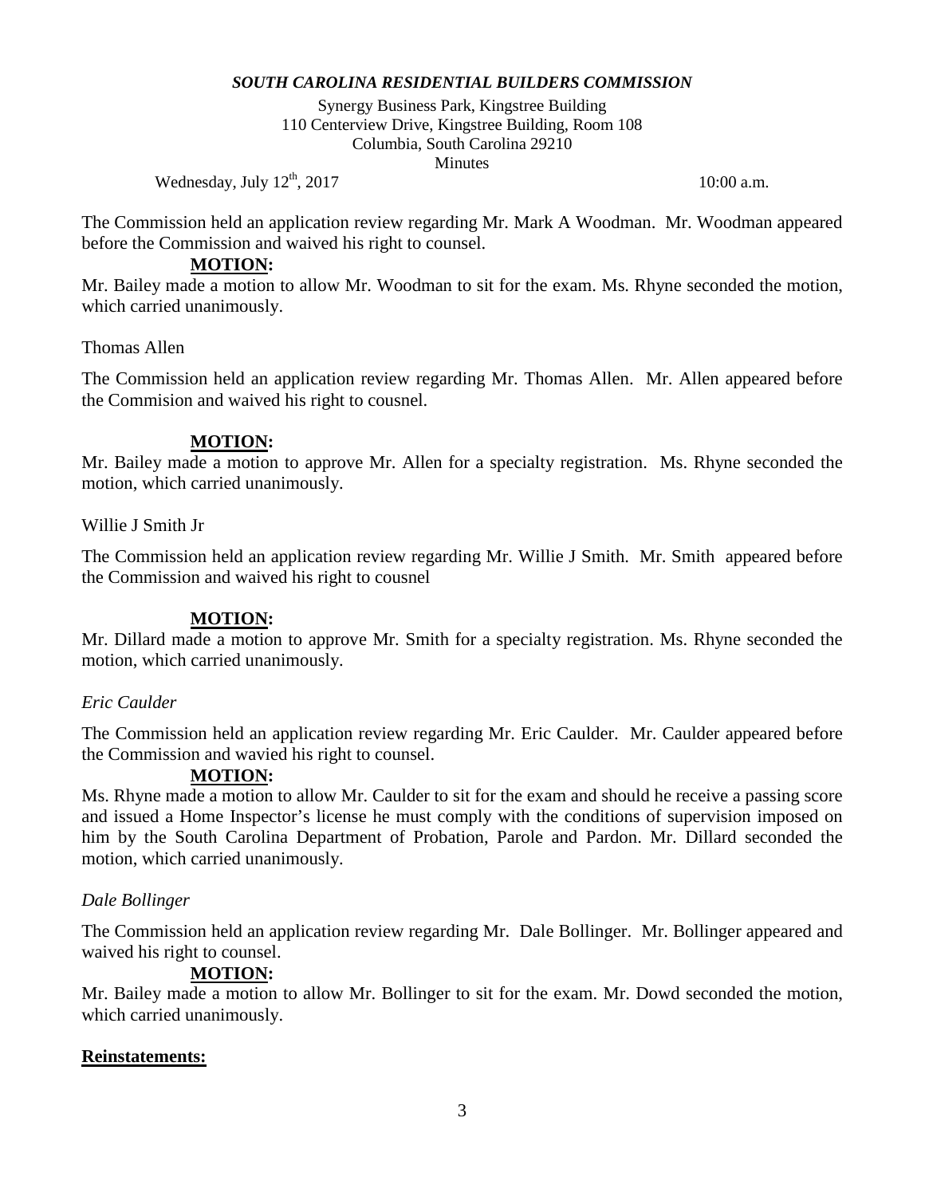*SOUTH CAROLINA RESIDENTIAL BUILDERS COMMISSION*

Synergy Business Park, Kingstree Building
110 Centerview Drive, Kingstree Building, Room 108
Columbia, South Carolina 29210
Minutes

Wednesday, July 12th, 2017 10:00 a.m.

The Commission held an application review regarding Mr. Mark A Woodman. Mr. Woodman appeared before the Commission and waived his right to counsel.

**MOTION:**

Mr. Bailey made a motion to allow Mr. Woodman to sit for the exam. Ms. Rhyne seconded the motion, which carried unanimously.

Thomas Allen

The Commission held an application review regarding Mr. Thomas Allen. Mr. Allen appeared before the Commision and waived his right to cousnel.

**MOTION:**

Mr. Bailey made a motion to approve Mr. Allen for a specialty registration. Ms. Rhyne seconded the motion, which carried unanimously.

Willie J Smith Jr

The Commission held an application review regarding Mr. Willie J Smith. Mr. Smith appeared before the Commission and waived his right to cousnel

**MOTION:**

Mr. Dillard made a motion to approve Mr. Smith for a specialty registration. Ms. Rhyne seconded the motion, which carried unanimously.

*Eric Caulder*

The Commission held an application review regarding Mr. Eric Caulder. Mr. Caulder appeared before the Commission and wavied his right to counsel.

**MOTION:**

Ms. Rhyne made a motion to allow Mr. Caulder to sit for the exam and should he receive a passing score and issued a Home Inspector's license he must comply with the conditions of supervision imposed on him by the South Carolina Department of Probation, Parole and Pardon. Mr. Dillard seconded the motion, which carried unanimously.

*Dale Bollinger*

The Commission held an application review regarding Mr. Dale Bollinger. Mr. Bollinger appeared and waived his right to counsel.

**MOTION:**

Mr. Bailey made a motion to allow Mr. Bollinger to sit for the exam. Mr. Dowd seconded the motion, which carried unanimously.

**Reinstatements:**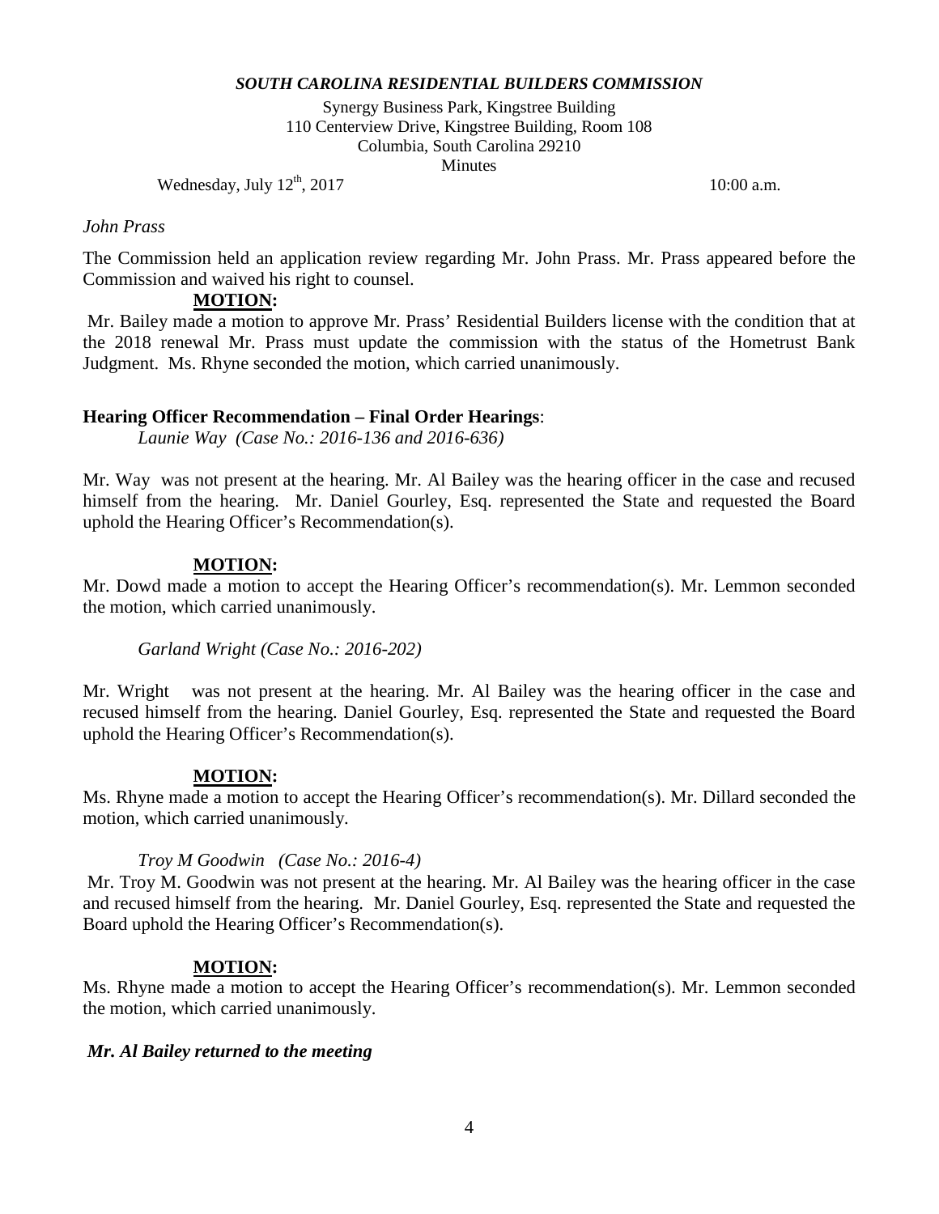*SOUTH CAROLINA RESIDENTIAL BUILDERS COMMISSION*

Synergy Business Park, Kingstree Building
110 Centerview Drive, Kingstree Building, Room 108
Columbia, South Carolina 29210
Minutes

Wednesday, July 12th, 2017 10:00 a.m.

*John Prass*

The Commission held an application review regarding Mr. John Prass. Mr. Prass appeared before the Commission and waived his right to counsel.

**MOTION:**

Mr. Bailey made a motion to approve Mr. Prass' Residential Builders license with the condition that at the 2018 renewal Mr. Prass must update the commission with the status of the Hometrust Bank Judgment. Ms. Rhyne seconded the motion, which carried unanimously.

**Hearing Officer Recommendation – Final Order Hearings**:

*Launie Way (Case No.: 2016-136 and 2016-636)*

Mr. Way was not present at the hearing. Mr. Al Bailey was the hearing officer in the case and recused himself from the hearing. Mr. Daniel Gourley, Esq. represented the State and requested the Board uphold the Hearing Officer's Recommendation(s).

**MOTION:**

Mr. Dowd made a motion to accept the Hearing Officer's recommendation(s). Mr. Lemmon seconded the motion, which carried unanimously.

*Garland Wright (Case No.: 2016-202)*

Mr. Wright was not present at the hearing. Mr. Al Bailey was the hearing officer in the case and recused himself from the hearing. Daniel Gourley, Esq. represented the State and requested the Board uphold the Hearing Officer's Recommendation(s).

**MOTION:**

Ms. Rhyne made a motion to accept the Hearing Officer's recommendation(s). Mr. Dillard seconded the motion, which carried unanimously.

*Troy M Goodwin (Case No.: 2016-4)*

Mr. Troy M. Goodwin was not present at the hearing. Mr. Al Bailey was the hearing officer in the case and recused himself from the hearing. Mr. Daniel Gourley, Esq. represented the State and requested the Board uphold the Hearing Officer's Recommendation(s).

**MOTION:**

Ms. Rhyne made a motion to accept the Hearing Officer's recommendation(s). Mr. Lemmon seconded the motion, which carried unanimously.

***Mr. Al Bailey returned to the meeting***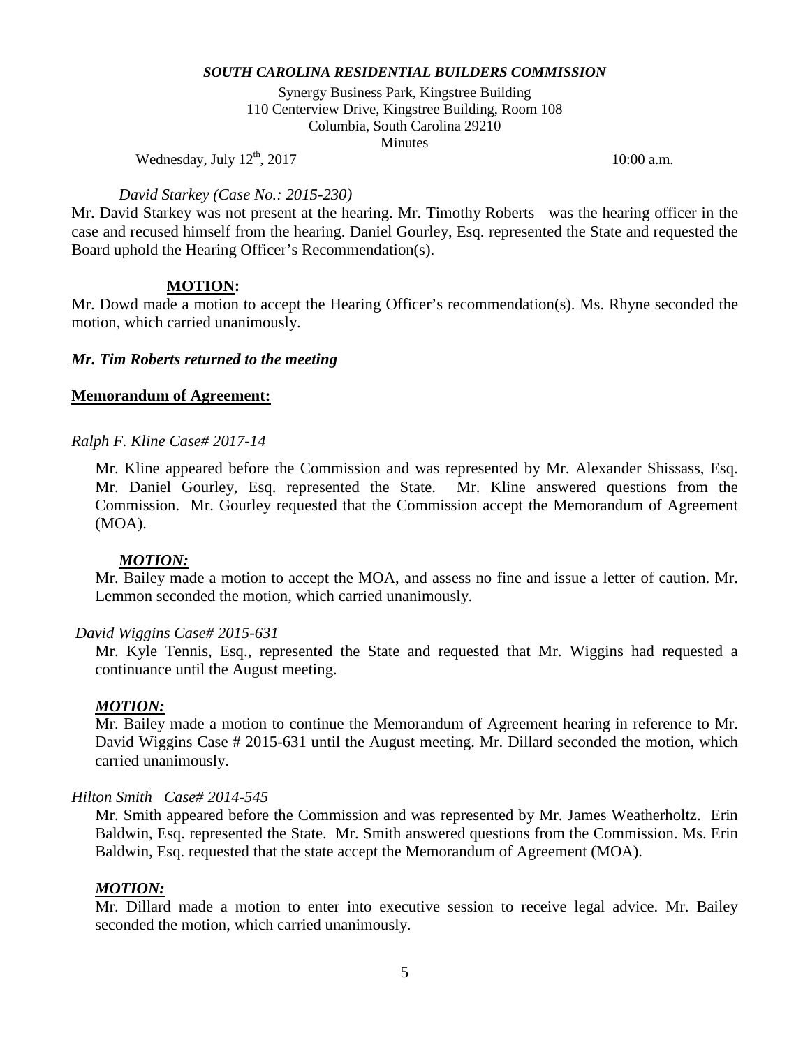*SOUTH CAROLINA RESIDENTIAL BUILDERS COMMISSION*

Synergy Business Park, Kingstree Building
110 Centerview Drive, Kingstree Building, Room 108
Columbia, South Carolina 29210
Minutes

Wednesday, July 12th, 2017 10:00 a.m.

*David Starkey (Case No.: 2015-230)*

Mr. David Starkey was not present at the hearing. Mr. Timothy Roberts was the hearing officer in the case and recused himself from the hearing. Daniel Gourley, Esq. represented the State and requested the Board uphold the Hearing Officer's Recommendation(s).

**MOTION:**

Mr. Dowd made a motion to accept the Hearing Officer's recommendation(s). Ms. Rhyne seconded the motion, which carried unanimously.

***Mr. Tim Roberts returned to the meeting***

**Memorandum of Agreement:**

*Ralph F. Kline Case# 2017-14*

Mr. Kline appeared before the Commission and was represented by Mr. Alexander Shissass, Esq. Mr. Daniel Gourley, Esq. represented the State. Mr. Kline answered questions from the Commission. Mr. Gourley requested that the Commission accept the Memorandum of Agreement (MOA).

***MOTION:***

Mr. Bailey made a motion to accept the MOA, and assess no fine and issue a letter of caution. Mr. Lemmon seconded the motion, which carried unanimously.

*David Wiggins Case# 2015-631*

Mr. Kyle Tennis, Esq., represented the State and requested that Mr. Wiggins had requested a continuance until the August meeting.

***MOTION:***

Mr. Bailey made a motion to continue the Memorandum of Agreement hearing in reference to Mr. David Wiggins Case # 2015-631 until the August meeting. Mr. Dillard seconded the motion, which carried unanimously.

*Hilton Smith Case# 2014-545*

Mr. Smith appeared before the Commission and was represented by Mr. James Weatherholtz. Erin Baldwin, Esq. represented the State. Mr. Smith answered questions from the Commission. Ms. Erin Baldwin, Esq. requested that the state accept the Memorandum of Agreement (MOA).

***MOTION:***

Mr. Dillard made a motion to enter into executive session to receive legal advice. Mr. Bailey seconded the motion, which carried unanimously.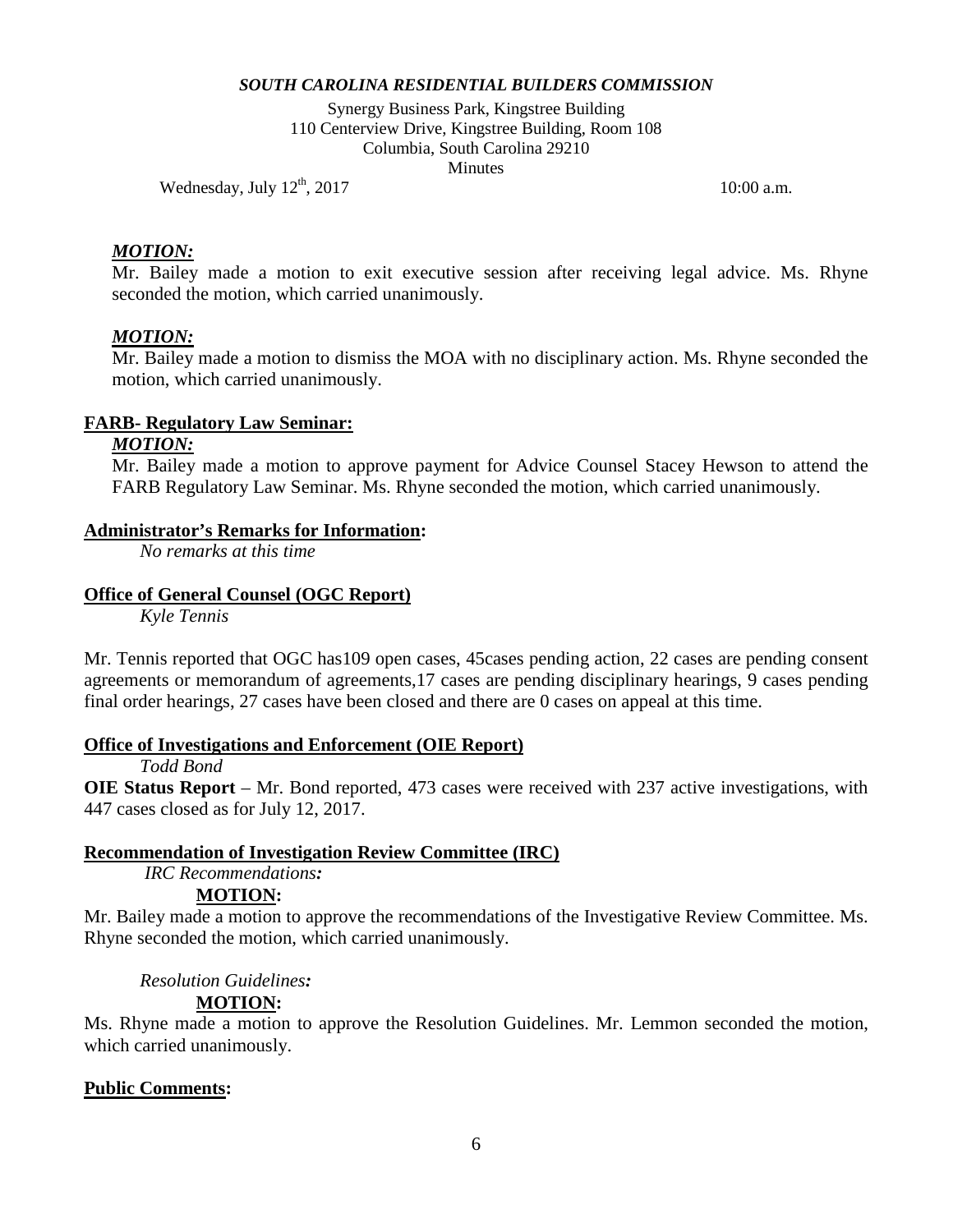*SOUTH CAROLINA RESIDENTIAL BUILDERS COMMISSION*

Synergy Business Park, Kingstree Building
110 Centerview Drive, Kingstree Building, Room 108
Columbia, South Carolina 29210
Minutes

Wednesday, July 12th, 2017 10:00 a.m.

***MOTION:***

Mr. Bailey made a motion to exit executive session after receiving legal advice. Ms. Rhyne seconded the motion, which carried unanimously.

***MOTION:***

Mr. Bailey made a motion to dismiss the MOA with no disciplinary action. Ms. Rhyne seconded the motion, which carried unanimously.

**FARB- Regulatory Law Seminar:**

***MOTION:***

Mr. Bailey made a motion to approve payment for Advice Counsel Stacey Hewson to attend the FARB Regulatory Law Seminar. Ms. Rhyne seconded the motion, which carried unanimously.

**Administrator's Remarks for Information:**

*No remarks at this time*

**Office of General Counsel (OGC Report)**

*Kyle Tennis*

Mr. Tennis reported that OGC has109 open cases, 45cases pending action, 22 cases are pending consent agreements or memorandum of agreements,17 cases are pending disciplinary hearings, 9 cases pending final order hearings, 27 cases have been closed and there are 0 cases on appeal at this time.

**Office of Investigations and Enforcement (OIE Report)**

*Todd Bond*

**OIE Status Report** – Mr. Bond reported, 473 cases were received with 237 active investigations, with 447 cases closed as for July 12, 2017.

**Recommendation of Investigation Review Committee (IRC)**

*IRC Recommendations:*

**MOTION:**

Mr. Bailey made a motion to approve the recommendations of the Investigative Review Committee. Ms. Rhyne seconded the motion, which carried unanimously.

*Resolution Guidelines:*

**MOTION:**

Ms. Rhyne made a motion to approve the Resolution Guidelines. Mr. Lemmon seconded the motion, which carried unanimously.

**Public Comments:**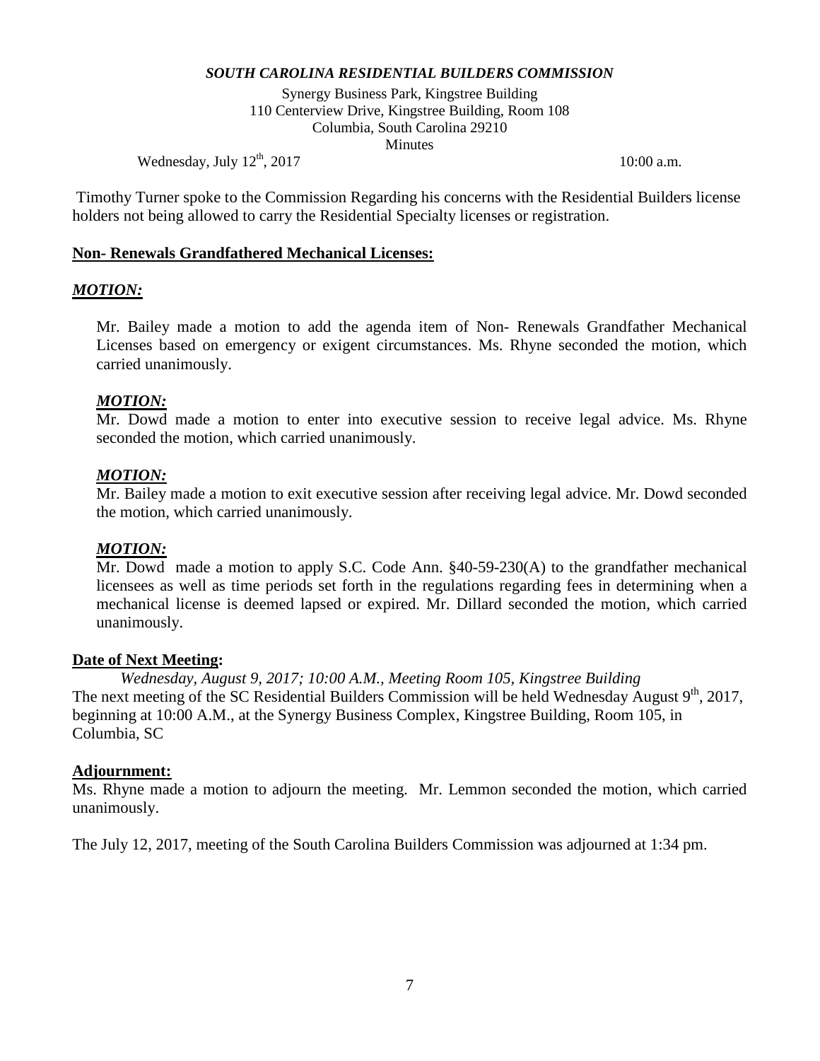Timothy Turner spoke to the Commission Regarding his concerns with the Residential Builders license holders not being allowed to carry the Residential Specialty licenses or registration.

**Non- Renewals Grandfathered Mechanical Licenses:**

***MOTION:***

Mr. Bailey made a motion to add the agenda item of Non- Renewals Grandfather Mechanical Licenses based on emergency or exigent circumstances. Ms. Rhyne seconded the motion, which carried unanimously.

***MOTION:***

Mr. Dowd made a motion to enter into executive session to receive legal advice. Ms. Rhyne seconded the motion, which carried unanimously.

***MOTION:***

Mr. Bailey made a motion to exit executive session after receiving legal advice. Mr. Dowd seconded the motion, which carried unanimously.

***MOTION:***

Mr. Dowd made a motion to apply S.C. Code Ann. §40-59-230(A) to the grandfather mechanical licensees as well as time periods set forth in the regulations regarding fees in determining when a mechanical license is deemed lapsed or expired. Mr. Dillard seconded the motion, which carried unanimously.

**Date of Next Meeting:**

*Wednesday, August 9, 2017; 10:00 A.M., Meeting Room 105, Kingstree Building*

The next meeting of the SC Residential Builders Commission will be held Wednesday August 9th, 2017, beginning at 10:00 A.M., at the Synergy Business Complex, Kingstree Building, Room 105, in Columbia, SC

**Adjournment:**

Ms. Rhyne made a motion to adjourn the meeting. Mr. Lemmon seconded the motion, which carried unanimously.

The July 12, 2017, meeting of the South Carolina Builders Commission was adjourned at 1:34 pm.